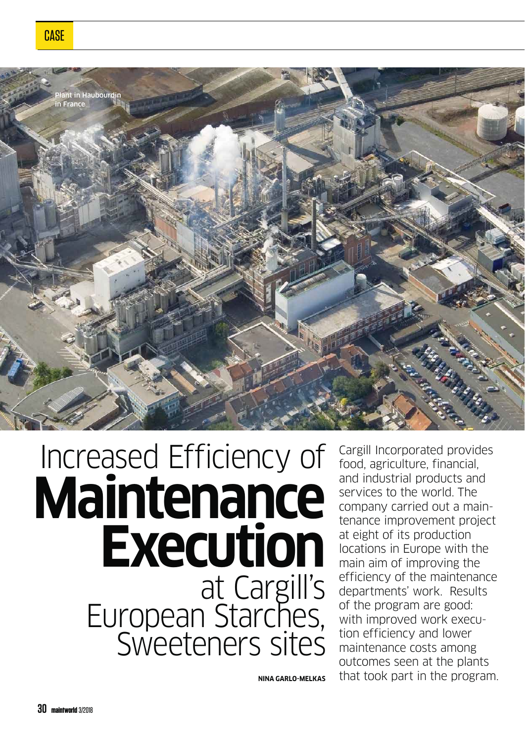CASE

Plant in Haubourdin in France

# Increased Efficiency of **Maintenance Execution** at Cargill's European Starches, Sweeteners sites

**NINA GARLO-MELKAS**

Cargill Incorporated provides food, agriculture, financial, and industrial products and services to the world. The company carried out a maintenance improvement project at eight of its production locations in Europe with the main aim of improving the efficiency of the maintenance departments' work. Results of the program are good: with improved work execution efficiency and lower maintenance costs among outcomes seen at the plants that took part in the program.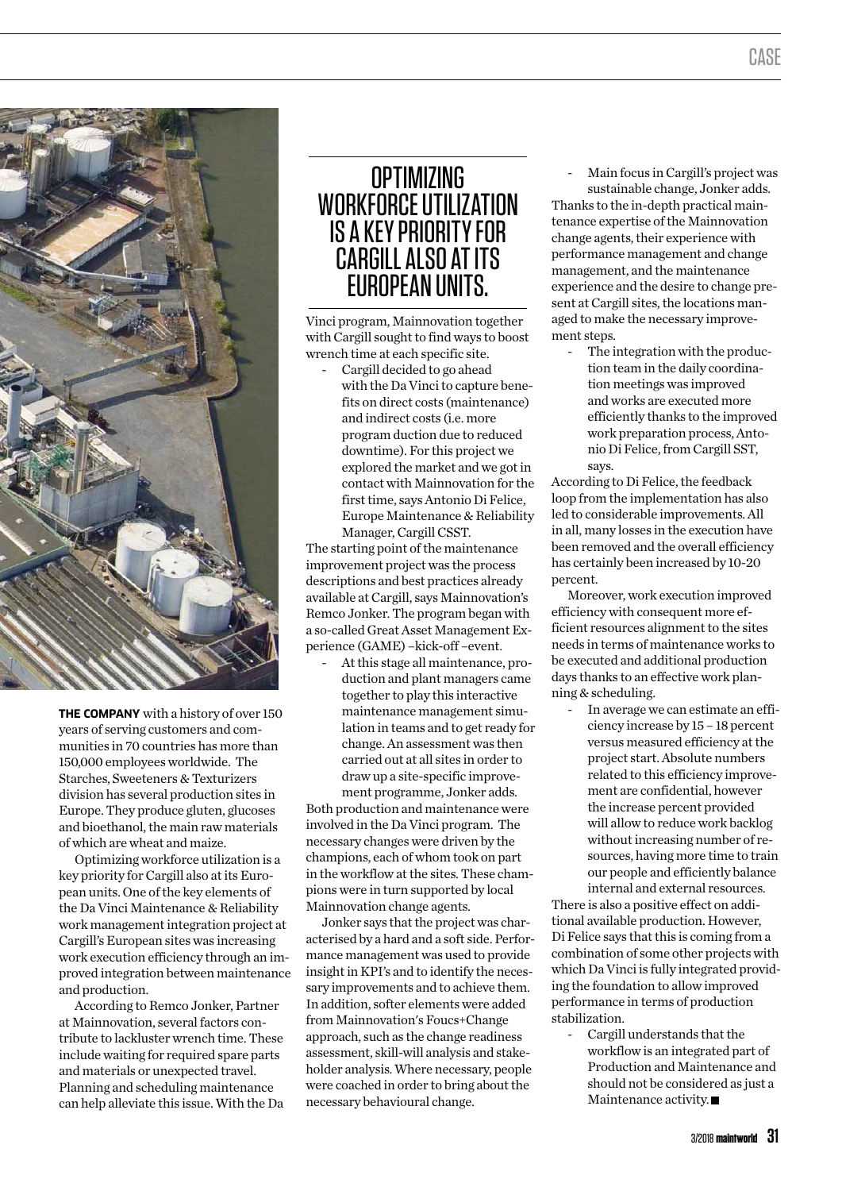**THE COMPANY** with a history of over 150 years of serving customers and communities in 70 countries has more than 150,000 employees worldwide. The Starches, Sweeteners & Texturizers division has several production sites in Europe. They produce gluten, glucoses and bioethanol, the main raw materials of which are wheat and maize.

Optimizing workforce utilization is a key priority for Cargill also at its European units. One of the key elements of the Da Vinci Maintenance & Reliability work management integration project at Cargill's European sites was increasing work execution efficiency through an improved integration between maintenance and production.

According to Remco Jonker, Partner at Mainnovation, several factors contribute to lackluster wrench time. These include waiting for required spare parts and materials or unexpected travel. Planning and scheduling maintenance can help alleviate this issue. With the Da Vinci program, Mainnovation together with Cargill sought to find ways to boost wrench time at each specific site.

## OPTIMIZING WORKFORCE UTILIZATION IS A KEY PRIORITY FOR CARGILL ALSO AT ITS EUROPEAN UNITS.

- Cargill decided to go ahead with the Da Vinci to capture benefits on direct costs (maintenance) and indirect costs (i.e. more program duction due to reduced downtime). For this project we explored the market and we got in contact with Mainnovation for the first time, says Antonio Di Felice, Europe Maintenance & Reliability Manager, Cargill CSST.

The starting point of the maintenance improvement project was the process descriptions and best practices already available at Cargill, says Mainnovation's Remco Jonker. The program began with a so-called Great Asset Management Experience (GAME) –kick-off –event.

- At this stage all maintenance, production and plant managers came together to play this interactive maintenance management simulation in teams and to get ready for change. An assessment was then carried out at all sites in order to draw up a site-specific improvement programme, Jonker adds.

Both production and maintenance were involved in the Da Vinci program. The necessary changes were driven by the champions, each of whom took on part in the workflow at the sites. These champions were in turn supported by local Mainnovation change agents.

Jonker says that the project was characterised by a hard and a soft side. Performance management was used to provide insight in KPI's and to identify the necessary improvements and to achieve them. In addition, softer elements were added from Mainnovation's Foucs+Change approach, such as the change readiness assessment, skill-will analysis and stakeholder analysis. Where necessary, people were coached in order to bring about the necessary behavioural change.

- Main focus in Cargill's project was sustainable change, Jonker adds.

Thanks to the in-depth practical maintenance expertise of the Mainnovation change agents, their experience with performance management and change management, and the maintenance experience and the desire to change present at Cargill sites, the locations managed to make the necessary improvement steps.

- The integration with the production team in the daily coordination meetings was improved and works are executed more efficiently thanks to the improved work preparation process, Antonio Di Felice, from Cargill SST, says.

According to Di Felice, the feedback loop from the implementation has also led to considerable improvements. All in all, many losses in the execution have been removed and the overall efficiency has certainly been increased by 10-20 percent.

Moreover, work execution improved efficiency with consequent more efficient resources alignment to the sites needs in terms of maintenance works to be executed and additional production days thanks to an effective work planning & scheduling.

- In average we can estimate an efficiency increase by 15 – 18 percent versus measured efficiency at the project start. Absolute numbers related to this efficiency improvement are confidential, however the increase percent provided will allow to reduce work backlog without increasing number of resources, having more time to train our people and efficiently balance internal and external resources.

There is also a positive effect on additional available production. However, Di Felice says that this is coming from a combination of some other projects with which Da Vinci is fully integrated providing the foundation to allow improved performance in terms of production stabilization.

- Cargill understands that the workflow is an integrated part of Production and Maintenance and should not be considered as just a Maintenance activity. ■